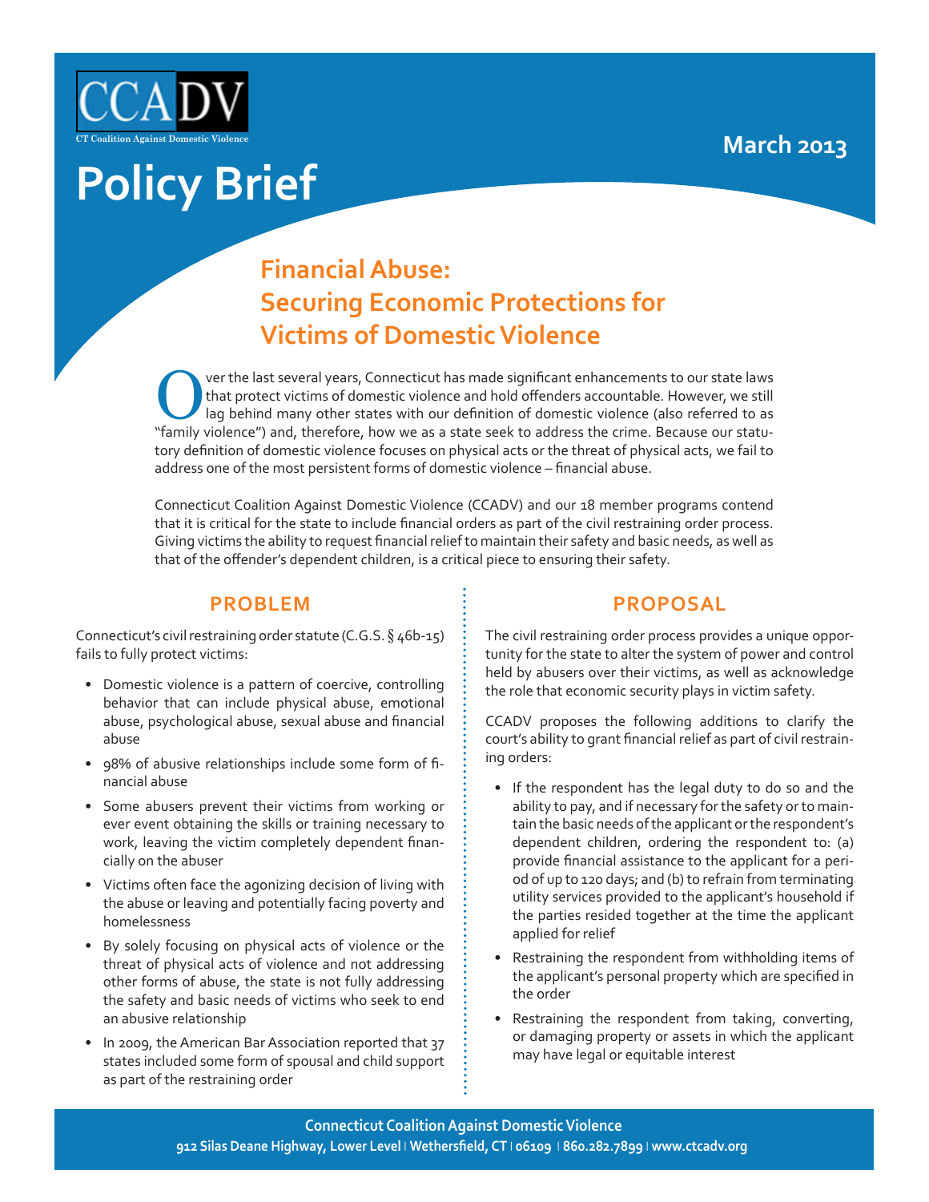CCADV

CT Coalition Against Domestic Violence

March 2013

# Policy Brief

## Financial Abuse: Securing Economic Protections for Victims of Domestic Violence

Over the last several years, Connecticut has made significant enhancements to our state laws that protect victims of domestic violence and hold offenders accountable. However, we still lag behind many other states with our definition of domestic violence (also referred to as "family violence") and, therefore, how we as a state seek to address the crime. Because our statutory definition of domestic violence focuses on physical acts or the threat of physical acts, we fail to address one of the most persistent forms of domestic violence – financial abuse.

Connecticut Coalition Against Domestic Violence (CCADV) and our 18 member programs contend that it is critical for the state to include financial orders as part of the civil restraining order process. Giving victims the ability to request financial relief to maintain their safety and basic needs, as well as that of the offender's dependent children, is a critical piece to ensuring their safety.

### PROBLEM

Connecticut's civil restraining order statute (C.G.S. § 46b-15) fails to fully protect victims:

- Domestic violence is a pattern of coercive, controlling behavior that can include physical abuse, emotional abuse, psychological abuse, sexual abuse and financial abuse
- 98% of abusive relationships include some form of financial abuse
- Some abusers prevent their victims from working or ever event obtaining the skills or training necessary to work, leaving the victim completely dependent financially on the abuser
- Victims often face the agonizing decision of living with the abuse or leaving and potentially facing poverty and homelessness
- By solely focusing on physical acts of violence or the threat of physical acts of violence and not addressing other forms of abuse, the state is not fully addressing the safety and basic needs of victims who seek to end an abusive relationship
- In 2009, the American Bar Association reported that 37 states included some form of spousal and child support as part of the restraining order

### PROPOSAL

The civil restraining order process provides a unique opportunity for the state to alter the system of power and control held by abusers over their victims, as well as acknowledge the role that economic security plays in victim safety.

CCADV proposes the following additions to clarify the court's ability to grant financial relief as part of civil restraining orders:

- If the respondent has the legal duty to do so and the ability to pay, and if necessary for the safety or to maintain the basic needs of the applicant or the respondent's dependent children, ordering the respondent to: (a) provide financial assistance to the applicant for a period of up to 120 days; and (b) to refrain from terminating utility services provided to the applicant's household if the parties resided together at the time the applicant applied for relief
- Restraining the respondent from withholding items of the applicant's personal property which are specified in the order
- Restraining the respondent from taking, converting, or damaging property or assets in which the applicant may have legal or equitable interest

**Connecticut Coalition Against Domestic Violence**
**912 Silas Deane Highway, Lower Level | Wethersfield, CT | 06109 | 860.282.7899 | www.ctcadv.org**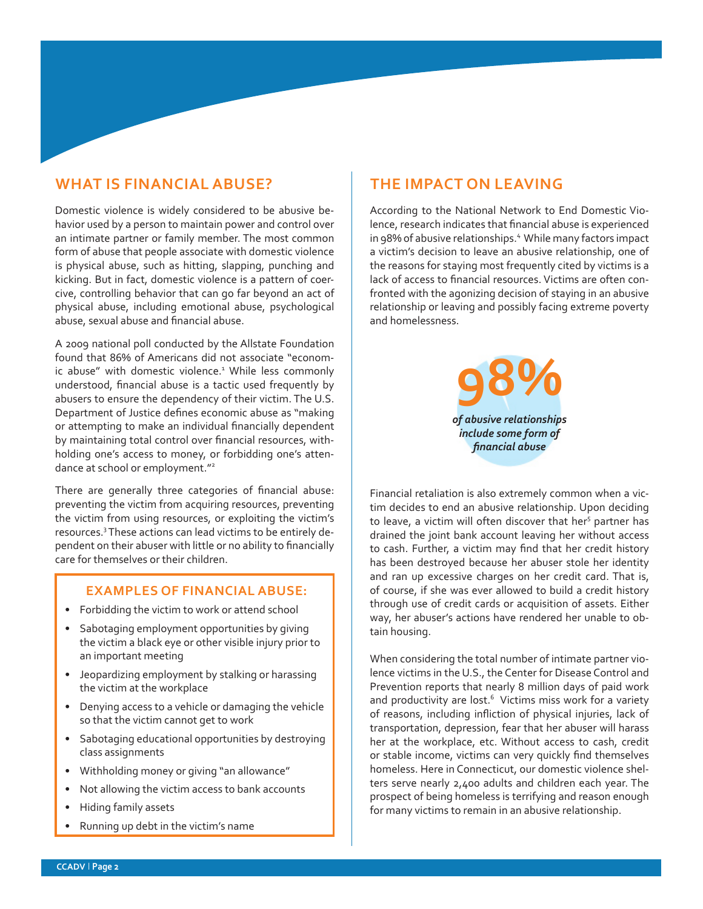## WHAT IS FINANCIAL ABUSE?

Domestic violence is widely considered to be abusive behavior used by a person to maintain power and control over an intimate partner or family member. The most common form of abuse that people associate with domestic violence is physical abuse, such as hitting, slapping, punching and kicking. But in fact, domestic violence is a pattern of coercive, controlling behavior that can go far beyond an act of physical abuse, including emotional abuse, psychological abuse, sexual abuse and financial abuse.

A 2009 national poll conducted by the Allstate Foundation found that 86% of Americans did not associate "economic abuse" with domestic violence.[1] While less commonly understood, financial abuse is a tactic used frequently by abusers to ensure the dependency of their victim. The U.S. Department of Justice defines economic abuse as "making or attempting to make an individual financially dependent by maintaining total control over financial resources, withholding one's access to money, or forbidding one's attendance at school or employment."[2]

There are generally three categories of financial abuse: preventing the victim from acquiring resources, preventing the victim from using resources, or exploiting the victim's resources.[3] These actions can lead victims to be entirely dependent on their abuser with little or no ability to financially care for themselves or their children.

### EXAMPLES OF FINANCIAL ABUSE:

- Forbidding the victim to work or attend school
- Sabotaging employment opportunities by giving the victim a black eye or other visible injury prior to an important meeting
- Jeopardizing employment by stalking or harassing the victim at the workplace
- Denying access to a vehicle or damaging the vehicle so that the victim cannot get to work
- Sabotaging educational opportunities by destroying class assignments
- Withholding money or giving "an allowance"
- Not allowing the victim access to bank accounts
- Hiding family assets
- Running up debt in the victim's name

## THE IMPACT ON LEAVING

According to the National Network to End Domestic Violence, research indicates that financial abuse is experienced in 98% of abusive relationships.[4] While many factors impact a victim's decision to leave an abusive relationship, one of the reasons for staying most frequently cited by victims is a lack of access to financial resources. Victims are often confronted with the agonizing decision of staying in an abusive relationship or leaving and possibly facing extreme poverty and homelessness.

**98%**

***of abusive relationships include some form of financial abuse***

Financial retaliation is also extremely common when a victim decides to end an abusive relationship. Upon deciding to leave, a victim will often discover that her[5] partner has drained the joint bank account leaving her without access to cash. Further, a victim may find that her credit history has been destroyed because her abuser stole her identity and ran up excessive charges on her credit card. That is, of course, if she was ever allowed to build a credit history through use of credit cards or acquisition of assets. Either way, her abuser's actions have rendered her unable to obtain housing.

When considering the total number of intimate partner violence victims in the U.S., the Center for Disease Control and Prevention reports that nearly 8 million days of paid work and productivity are lost.[6] Victims miss work for a variety of reasons, including infliction of physical injuries, lack of transportation, depression, fear that her abuser will harass her at the workplace, etc. Without access to cash, credit or stable income, victims can very quickly find themselves homeless. Here in Connecticut, our domestic violence shelters serve nearly 2,400 adults and children each year. The prospect of being homeless is terrifying and reason enough for many victims to remain in an abusive relationship.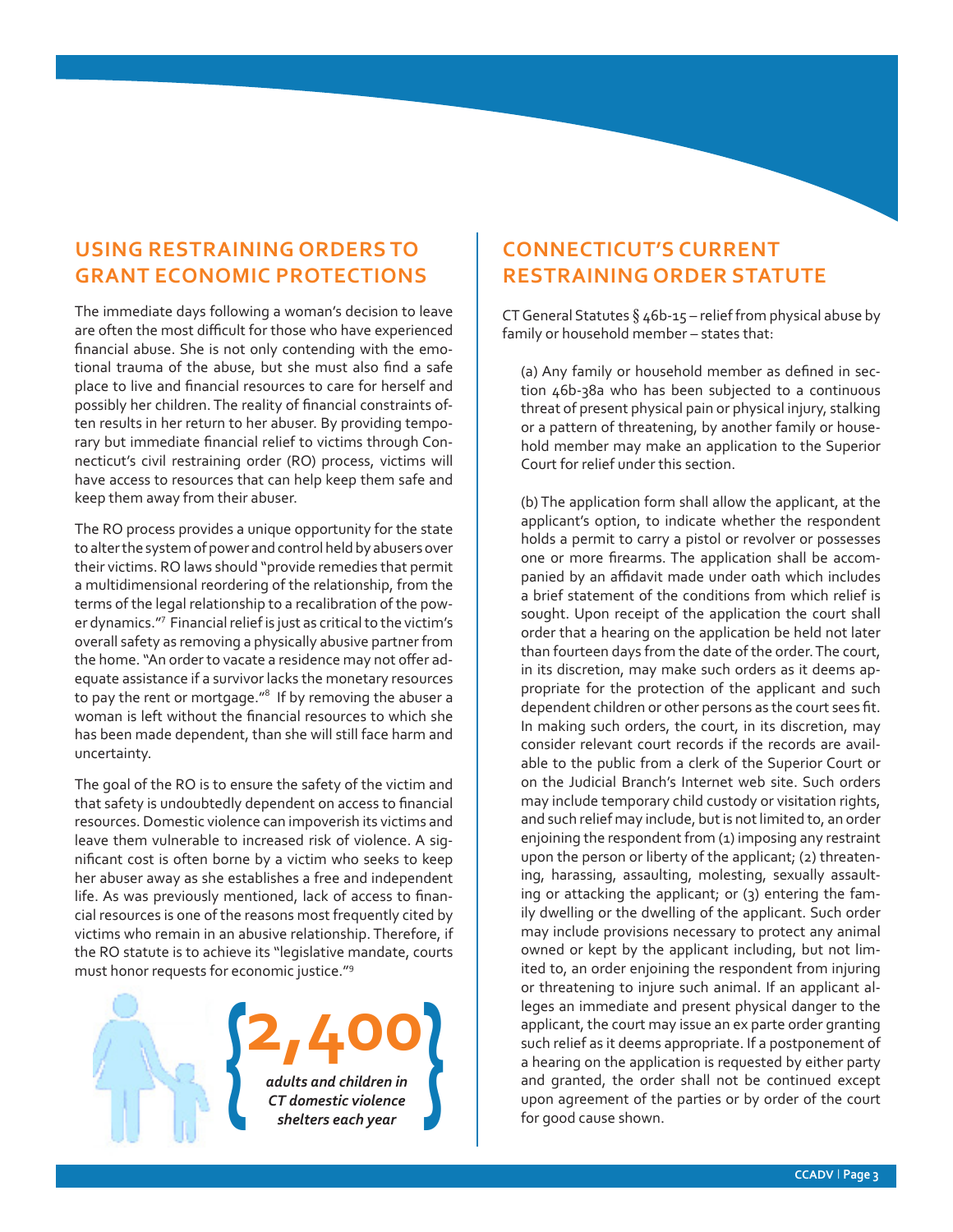## USING RESTRAINING ORDERS TO GRANT ECONOMIC PROTECTIONS

The immediate days following a woman's decision to leave are often the most difficult for those who have experienced financial abuse. She is not only contending with the emotional trauma of the abuse, but she must also find a safe place to live and financial resources to care for herself and possibly her children. The reality of financial constraints often results in her return to her abuser. By providing temporary but immediate financial relief to victims through Connecticut's civil restraining order (RO) process, victims will have access to resources that can help keep them safe and keep them away from their abuser.

The RO process provides a unique opportunity for the state to alter the system of power and control held by abusers over their victims. RO laws should "provide remedies that permit a multidimensional reordering of the relationship, from the terms of the legal relationship to a recalibration of the power dynamics."[7] Financial relief is just as critical to the victim's overall safety as removing a physically abusive partner from the home. "An order to vacate a residence may not offer adequate assistance if a survivor lacks the monetary resources to pay the rent or mortgage."[8] If by removing the abuser a woman is left without the financial resources to which she has been made dependent, than she will still face harm and uncertainty.

The goal of the RO is to ensure the safety of the victim and that safety is undoubtedly dependent on access to financial resources. Domestic violence can impoverish its victims and leave them vulnerable to increased risk of violence. A significant cost is often borne by a victim who seeks to keep her abuser away as she establishes a free and independent life. As was previously mentioned, lack of access to financial resources is one of the reasons most frequently cited by victims who remain in an abusive relationship. Therefore, if the RO statute is to achieve its "legislative mandate, courts must honor requests for economic justice."[9]

**2,400**
*adults and children in CT domestic violence shelters each year*

## CONNECTICUT'S CURRENT RESTRAINING ORDER STATUTE

CT General Statutes § 46b-15 – relief from physical abuse by family or household member – states that:

> (a) Any family or household member as defined in section 46b-38a who has been subjected to a continuous threat of present physical pain or physical injury, stalking or a pattern of threatening, by another family or household member may make an application to the Superior Court for relief under this section.
>
> (b) The application form shall allow the applicant, at the applicant's option, to indicate whether the respondent holds a permit to carry a pistol or revolver or possesses one or more firearms. The application shall be accompanied by an affidavit made under oath which includes a brief statement of the conditions from which relief is sought. Upon receipt of the application the court shall order that a hearing on the application be held not later than fourteen days from the date of the order. The court, in its discretion, may make such orders as it deems appropriate for the protection of the applicant and such dependent children or other persons as the court sees fit. In making such orders, the court, in its discretion, may consider relevant court records if the records are available to the public from a clerk of the Superior Court or on the Judicial Branch's Internet web site. Such orders may include temporary child custody or visitation rights, and such relief may include, but is not limited to, an order enjoining the respondent from (1) imposing any restraint upon the person or liberty of the applicant; (2) threatening, harassing, assaulting, molesting, sexually assaulting or attacking the applicant; or (3) entering the family dwelling or the dwelling of the applicant. Such order may include provisions necessary to protect any animal owned or kept by the applicant including, but not limited to, an order enjoining the respondent from injuring or threatening to injure such animal. If an applicant alleges an immediate and present physical danger to the applicant, the court may issue an ex parte order granting such relief as it deems appropriate. If a postponement of a hearing on the application is requested by either party and granted, the order shall not be continued except upon agreement of the parties or by order of the court for good cause shown.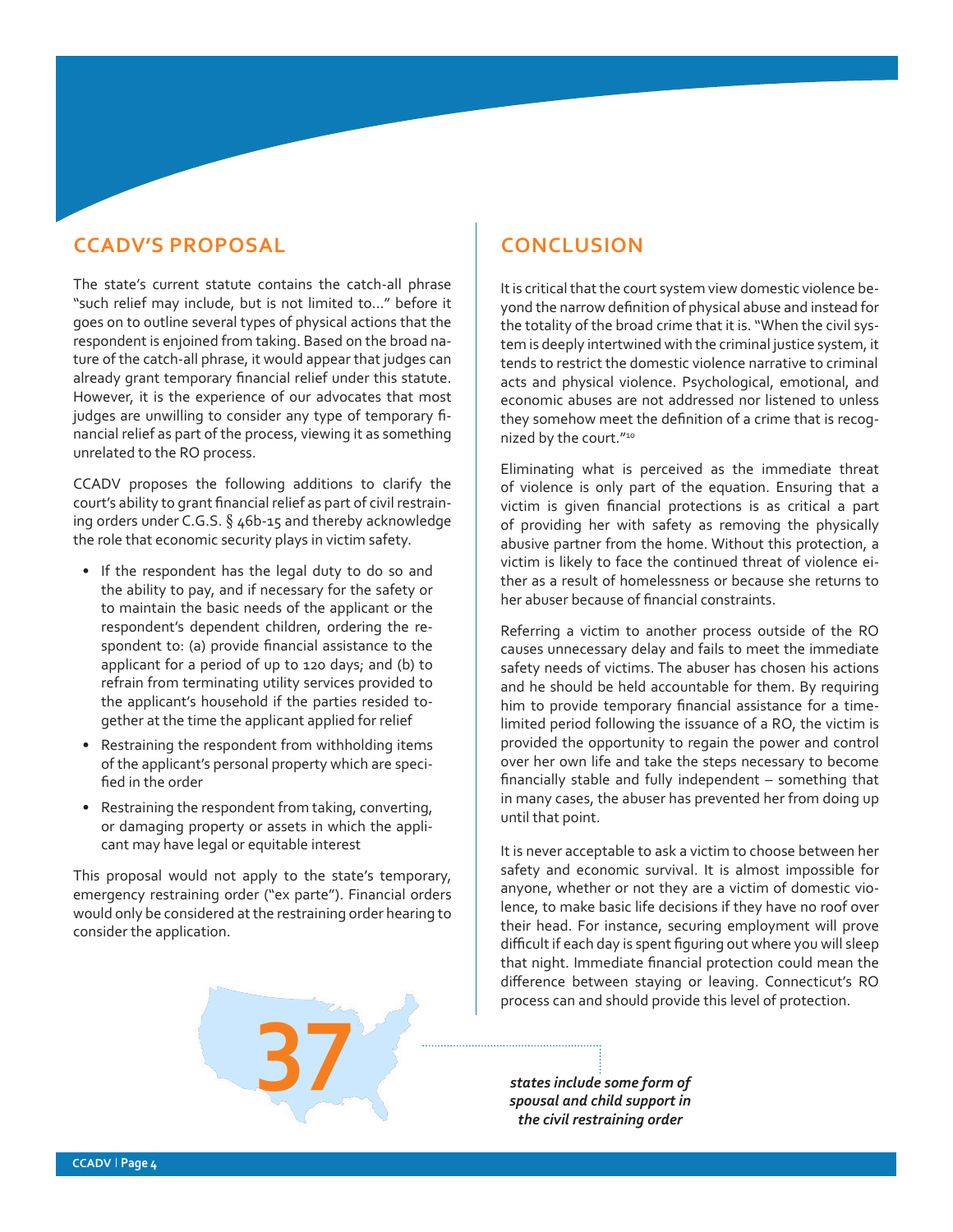## CCADV'S PROPOSAL

The state's current statute contains the catch-all phrase "such relief may include, but is not limited to…" before it goes on to outline several types of physical actions that the respondent is enjoined from taking. Based on the broad nature of the catch-all phrase, it would appear that judges can already grant temporary financial relief under this statute. However, it is the experience of our advocates that most judges are unwilling to consider any type of temporary financial relief as part of the process, viewing it as something unrelated to the RO process.

CCADV proposes the following additions to clarify the court's ability to grant financial relief as part of civil restraining orders under C.G.S. § 46b-15 and thereby acknowledge the role that economic security plays in victim safety.

- If the respondent has the legal duty to do so and the ability to pay, and if necessary for the safety or to maintain the basic needs of the applicant or the respondent's dependent children, ordering the respondent to: (a) provide financial assistance to the applicant for a period of up to 120 days; and (b) to refrain from terminating utility services provided to the applicant's household if the parties resided together at the time the applicant applied for relief
- Restraining the respondent from withholding items of the applicant's personal property which are specified in the order
- Restraining the respondent from taking, converting, or damaging property or assets in which the applicant may have legal or equitable interest

This proposal would not apply to the state's temporary, emergency restraining order ("ex parte"). Financial orders would only be considered at the restraining order hearing to consider the application.

**37**

***states include some form of spousal and child support in the civil restraining order***

## CONCLUSION

It is critical that the court system view domestic violence beyond the narrow definition of physical abuse and instead for the totality of the broad crime that it is. "When the civil system is deeply intertwined with the criminal justice system, it tends to restrict the domestic violence narrative to criminal acts and physical violence. Psychological, emotional, and economic abuses are not addressed nor listened to unless they somehow meet the definition of a crime that is recognized by the court."[10]

Eliminating what is perceived as the immediate threat of violence is only part of the equation. Ensuring that a victim is given financial protections is as critical a part of providing her with safety as removing the physically abusive partner from the home. Without this protection, a victim is likely to face the continued threat of violence either as a result of homelessness or because she returns to her abuser because of financial constraints.

Referring a victim to another process outside of the RO causes unnecessary delay and fails to meet the immediate safety needs of victims. The abuser has chosen his actions and he should be held accountable for them. By requiring him to provide temporary financial assistance for a time-limited period following the issuance of a RO, the victim is provided the opportunity to regain the power and control over her own life and take the steps necessary to become financially stable and fully independent – something that in many cases, the abuser has prevented her from doing up until that point.

It is never acceptable to ask a victim to choose between her safety and economic survival. It is almost impossible for anyone, whether or not they are a victim of domestic violence, to make basic life decisions if they have no roof over their head. For instance, securing employment will prove difficult if each day is spent figuring out where you will sleep that night. Immediate financial protection could mean the difference between staying or leaving. Connecticut's RO process can and should provide this level of protection.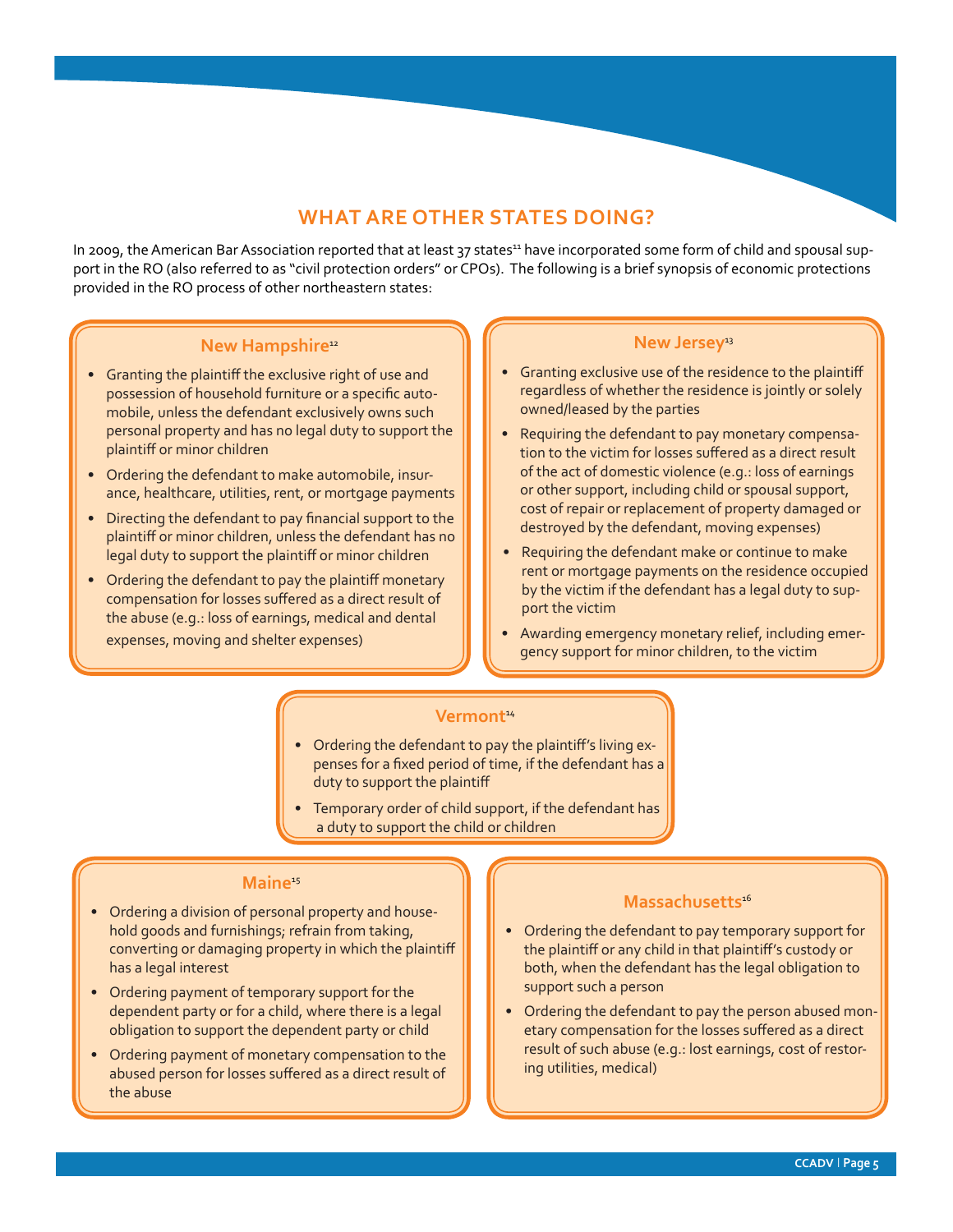## WHAT ARE OTHER STATES DOING?

In 2009, the American Bar Association reported that at least 37 states[11] have incorporated some form of child and spousal support in the RO (also referred to as "civil protection orders" or CPOs). The following is a brief synopsis of economic protections provided in the RO process of other northeastern states:

### New Hampshire[12]

- Granting the plaintiff the exclusive right of use and possession of household furniture or a specific automobile, unless the defendant exclusively owns such personal property and has no legal duty to support the plaintiff or minor children
- Ordering the defendant to make automobile, insurance, healthcare, utilities, rent, or mortgage payments
- Directing the defendant to pay financial support to the plaintiff or minor children, unless the defendant has no legal duty to support the plaintiff or minor children
- Ordering the defendant to pay the plaintiff monetary compensation for losses suffered as a direct result of the abuse (e.g.: loss of earnings, medical and dental expenses, moving and shelter expenses)

### New Jersey[13]

- Granting exclusive use of the residence to the plaintiff regardless of whether the residence is jointly or solely owned/leased by the parties
- Requiring the defendant to pay monetary compensation to the victim for losses suffered as a direct result of the act of domestic violence (e.g.: loss of earnings or other support, including child or spousal support, cost of repair or replacement of property damaged or destroyed by the defendant, moving expenses)
- Requiring the defendant make or continue to make rent or mortgage payments on the residence occupied by the victim if the defendant has a legal duty to support the victim
- Awarding emergency monetary relief, including emergency support for minor children, to the victim

### Vermont[14]

- Ordering the defendant to pay the plaintiff's living expenses for a fixed period of time, if the defendant has a duty to support the plaintiff
- Temporary order of child support, if the defendant has a duty to support the child or children

### Maine[15]

- Ordering a division of personal property and household goods and furnishings; refrain from taking, converting or damaging property in which the plaintiff has a legal interest
- Ordering payment of temporary support for the dependent party or for a child, where there is a legal obligation to support the dependent party or child
- Ordering payment of monetary compensation to the abused person for losses suffered as a direct result of the abuse

### Massachusetts[16]

- Ordering the defendant to pay temporary support for the plaintiff or any child in that plaintiff's custody or both, when the defendant has the legal obligation to support such a person
- Ordering the defendant to pay the person abused monetary compensation for the losses suffered as a direct result of such abuse (e.g.: lost earnings, cost of restoring utilities, medical)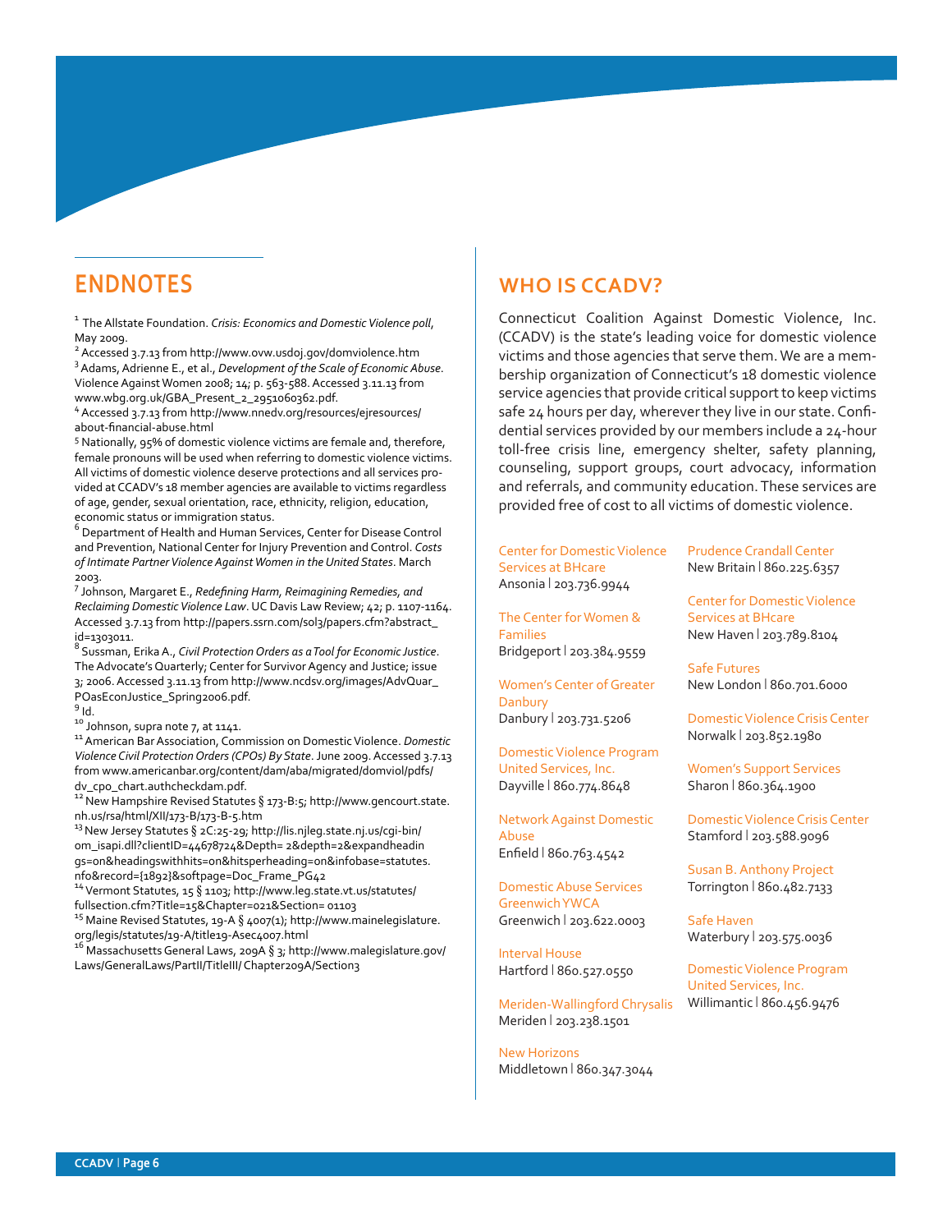## ENDNOTES

[1] The Allstate Foundation. *Crisis: Economics and Domestic Violence poll*, May 2009.

[2] Accessed 3.7.13 from http://www.ovw.usdoj.gov/domviolence.htm

[3] Adams, Adrienne E., et al., *Development of the Scale of Economic Abuse*. Violence Against Women 2008; 14; p. 563-588. Accessed 3.11.13 from www.wbg.org.uk/GBA_Present_2_2951060362.pdf.

[4] Accessed 3.7.13 from http://www.nnedv.org/resources/ejresources/about-financial-abuse.html

[5] Nationally, 95% of domestic violence victims are female and, therefore, female pronouns will be used when referring to domestic violence victims. All victims of domestic violence deserve protections and all services provided at CCADV's 18 member agencies are available to victims regardless of age, gender, sexual orientation, race, ethnicity, religion, education, economic status or immigration status.

[6] Department of Health and Human Services, Center for Disease Control and Prevention, National Center for Injury Prevention and Control. *Costs of Intimate Partner Violence Against Women in the United States*. March 2003.

[7] Johnson, Margaret E., *Redefining Harm, Reimagining Remedies, and Reclaiming Domestic Violence Law*. UC Davis Law Review; 42; p. 1107-1164. Accessed 3.7.13 from http://papers.ssrn.com/sol3/papers.cfm?abstract_id=1303011.

[8] Sussman, Erika A., *Civil Protection Orders as a Tool for Economic Justice*. The Advocate's Quarterly; Center for Survivor Agency and Justice; issue 3; 2006. Accessed 3.11.13 from http://www.ncdsv.org/images/AdvQuar_POasEconJustice_Spring2006.pdf.

[9] Id.

[10] Johnson, supra note 7, at 1141.

[11] American Bar Association, Commission on Domestic Violence. *Domestic Violence Civil Protection Orders (CPOs) By State*. June 2009. Accessed 3.7.13 from www.americanbar.org/content/dam/aba/migrated/domviol/pdfs/dv_cpo_chart.authcheckdam.pdf.

[12] New Hampshire Revised Statutes § 173-B:5; http://www.gencourt.state.nh.us/rsa/html/XII/173-B/173-B-5.htm

[13] New Jersey Statutes § 2C:25-29; http://lis.njleg.state.nj.us/cgi-bin/om_isapi.dll?clientID=44678724&Depth= 2&depth=2&expandheadings=on&headingswithhits=on&hitsperheading=on&infobase=statutes.nfo&record={1892}&softpage=Doc_Frame_PG42

[14] Vermont Statutes, 15 § 1103; http://www.leg.state.vt.us/statutes/fullsection.cfm?Title=15&Chapter=021&Section= 01103

[15] Maine Revised Statutes, 19-A § 4007(1); http://www.mainelegislature.org/legis/statutes/19-A/title19-Asec4007.html

[16] Massachusetts General Laws, 209A § 3; http://www.malegislature.gov/Laws/GeneralLaws/PartII/TitleIII/ Chapter209A/Section3

## WHO IS CCADV?

Connecticut Coalition Against Domestic Violence, Inc. (CCADV) is the state's leading voice for domestic violence victims and those agencies that serve them. We are a membership organization of Connecticut's 18 domestic violence service agencies that provide critical support to keep victims safe 24 hours per day, wherever they live in our state. Confidential services provided by our members include a 24-hour toll-free crisis line, emergency shelter, safety planning, counseling, support groups, court advocacy, information and referrals, and community education. These services are provided free of cost to all victims of domestic violence.

Center for Domestic Violence Services at BHcare
Ansonia | 203.736.9944

The Center for Women & Families
Bridgeport | 203.384.9559

Women's Center of Greater Danbury
Danbury | 203.731.5206

Domestic Violence Program United Services, Inc.
Dayville | 860.774.8648

Network Against Domestic Abuse
Enfield | 860.763.4542

Domestic Abuse Services Greenwich YWCA
Greenwich | 203.622.0003

Interval House
Hartford | 860.527.0550

Meriden-Wallingford Chrysalis
Meriden | 203.238.1501

New Horizons
Middletown | 860.347.3044

Prudence Crandall Center
New Britain | 860.225.6357

Center for Domestic Violence Services at BHcare
New Haven | 203.789.8104

Safe Futures
New London | 860.701.6000

Domestic Violence Crisis Center
Norwalk | 203.852.1980

Women's Support Services
Sharon | 860.364.1900

Domestic Violence Crisis Center
Stamford | 203.588.9096

Susan B. Anthony Project
Torrington | 860.482.7133

Safe Haven
Waterbury | 203.575.0036

Domestic Violence Program United Services, Inc.
Willimantic | 860.456.9476